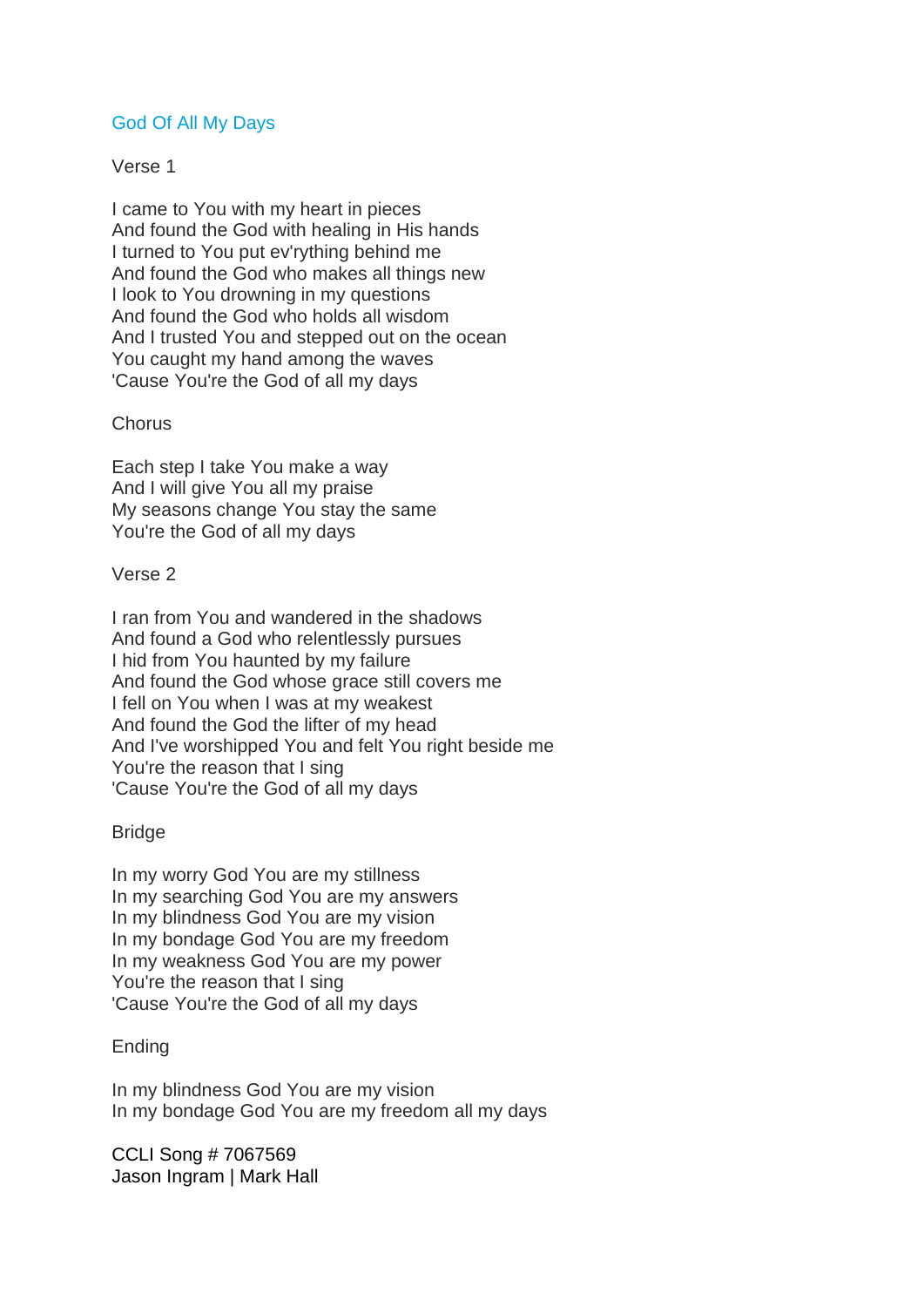# God Of All My Days

Verse 1

I came to You with my heart in pieces
And found the God with healing in His hands
I turned to You put ev'rything behind me
And found the God who makes all things new
I look to You drowning in my questions
And found the God who holds all wisdom
And I trusted You and stepped out on the ocean
You caught my hand among the waves
'Cause You're the God of all my days

Chorus

Each step I take You make a way
And I will give You all my praise
My seasons change You stay the same
You're the God of all my days

Verse 2

I ran from You and wandered in the shadows
And found a God who relentlessly pursues
I hid from You haunted by my failure
And found the God whose grace still covers me
I fell on You when I was at my weakest
And found the God the lifter of my head
And I've worshipped You and felt You right beside me
You're the reason that I sing
'Cause You're the God of all my days

Bridge

In my worry God You are my stillness
In my searching God You are my answers
In my blindness God You are my vision
In my bondage God You are my freedom
In my weakness God You are my power
You're the reason that I sing
'Cause You're the God of all my days

Ending

In my blindness God You are my vision
In my bondage God You are my freedom all my days

CCLI Song # 7067569
Jason Ingram | Mark Hall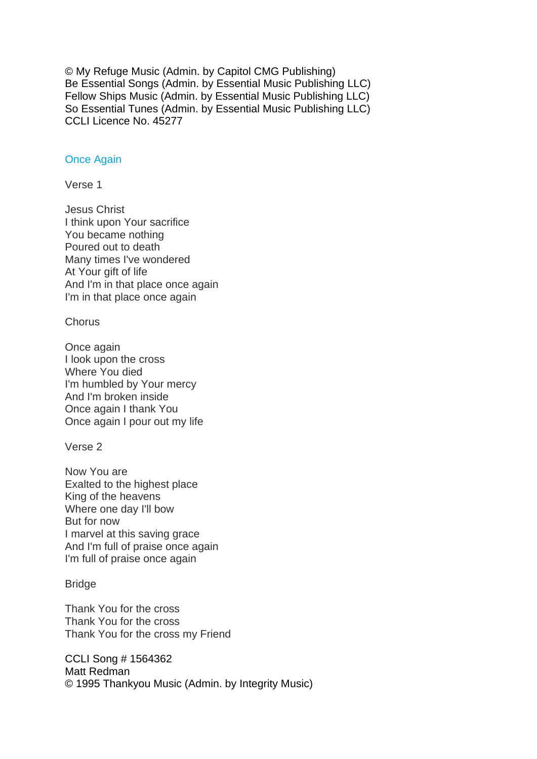© My Refuge Music (Admin. by Capitol CMG Publishing)
Be Essential Songs (Admin. by Essential Music Publishing LLC)
Fellow Ships Music (Admin. by Essential Music Publishing LLC)
So Essential Tunes (Admin. by Essential Music Publishing LLC)
CCLI Licence No. 45277

## Once Again

Verse 1

Jesus Christ
I think upon Your sacrifice
You became nothing
Poured out to death
Many times I've wondered
At Your gift of life
And I'm in that place once again
I'm in that place once again

Chorus

Once again
I look upon the cross
Where You died
I'm humbled by Your mercy
And I'm broken inside
Once again I thank You
Once again I pour out my life

Verse 2

Now You are
Exalted to the highest place
King of the heavens
Where one day I'll bow
But for now
I marvel at this saving grace
And I'm full of praise once again
I'm full of praise once again

Bridge

Thank You for the cross
Thank You for the cross
Thank You for the cross my Friend

CCLI Song # 1564362
Matt Redman
© 1995 Thankyou Music (Admin. by Integrity Music)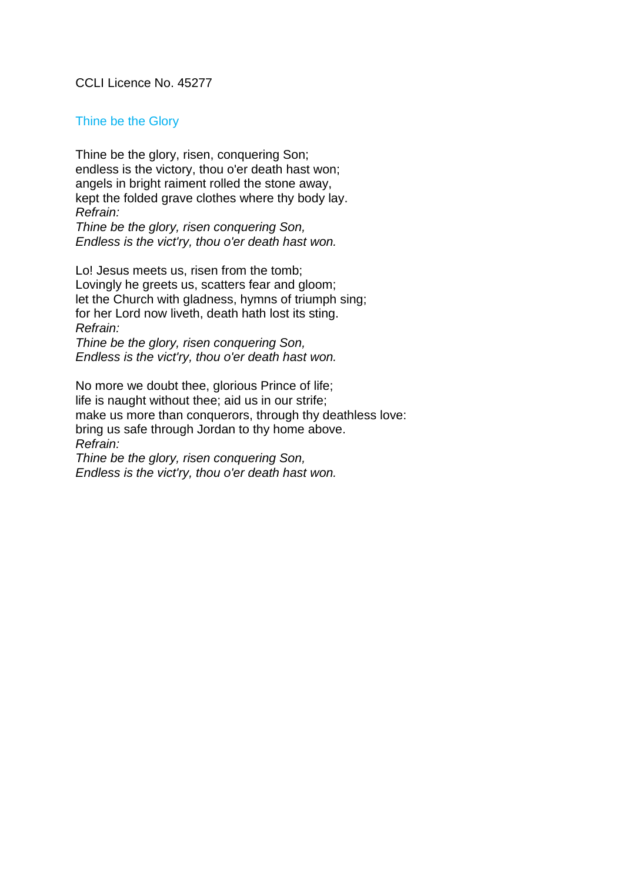CCLI Licence No. 45277

## Thine be the Glory

Thine be the glory, risen, conquering Son;
endless is the victory, thou o'er death hast won;
angels in bright raiment rolled the stone away,
kept the folded grave clothes where thy body lay.
*Refrain:*
*Thine be the glory, risen conquering Son,*
*Endless is the vict'ry, thou o'er death hast won.*

Lo! Jesus meets us, risen from the tomb;
Lovingly he greets us, scatters fear and gloom;
let the Church with gladness, hymns of triumph sing;
for her Lord now liveth, death hath lost its sting.
*Refrain:*
*Thine be the glory, risen conquering Son,*
*Endless is the vict'ry, thou o'er death hast won.*

No more we doubt thee, glorious Prince of life;
life is naught without thee; aid us in our strife;
make us more than conquerors, through thy deathless love:
bring us safe through Jordan to thy home above.
*Refrain:*
*Thine be the glory, risen conquering Son,*
*Endless is the vict'ry, thou o'er death hast won.*